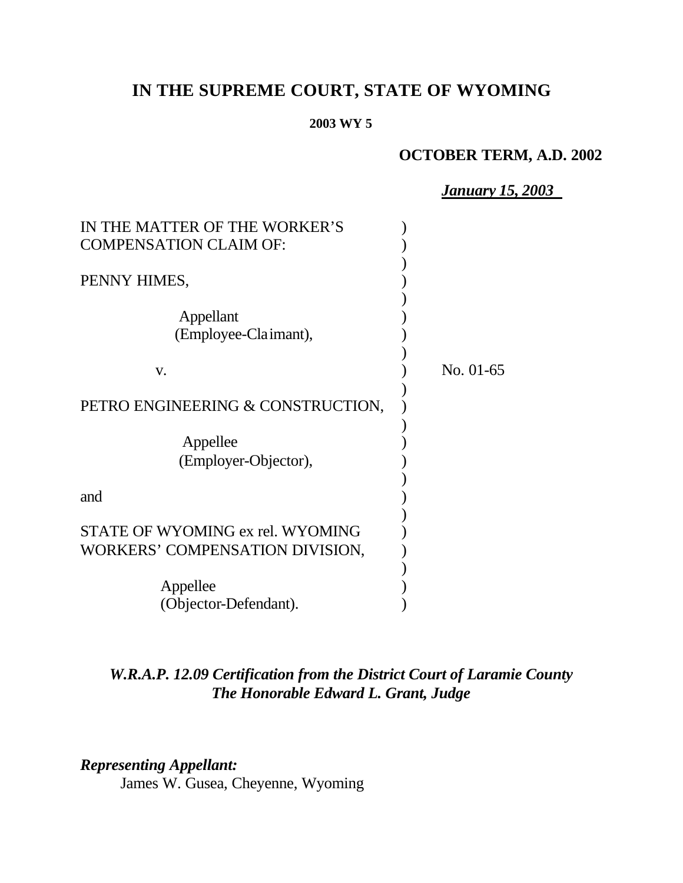# IN THE SUPREME COURT, STATE OF WYOMING

**2003 WY 5**

**OCTOBER TERM, A.D. 2002**

***January 15, 2003***

| | | |
|---|---|---|
| IN THE MATTER OF THE WORKER'S COMPENSATION CLAIM OF: | ) | |
| PENNY HIMES, | ) | |
| Appellant (Employee-Claimant), | ) | |
| v. | ) | No. 01-65 |
| PETRO ENGINEERING & CONSTRUCTION, | ) | |
| Appellee (Employer-Objector), | ) | |
| and | ) | |
| STATE OF WYOMING ex rel. WYOMING WORKERS' COMPENSATION DIVISION, | ) | |
| Appellee (Objector-Defendant). | ) | |

***W.R.A.P. 12.09 Certification from the District Court of Laramie County***
***The Honorable Edward L. Grant, Judge***

***Representing Appellant:***
James W. Gusea, Cheyenne, Wyoming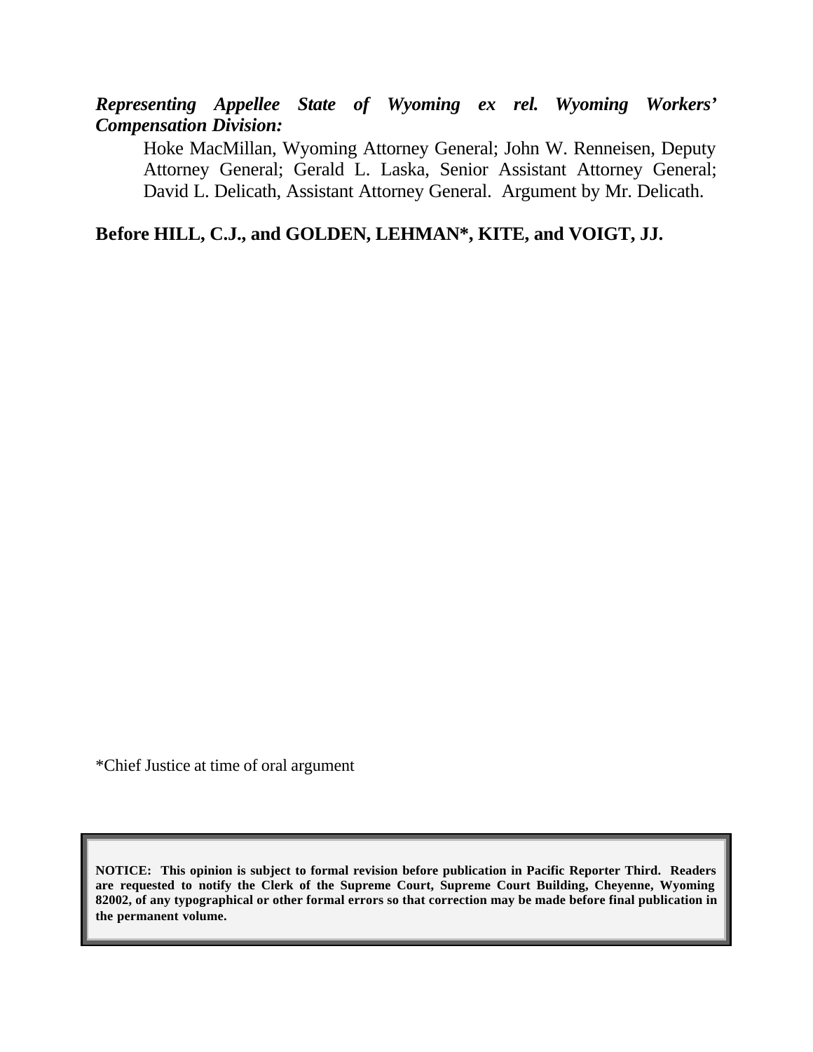***Representing Appellee State of Wyoming ex rel. Wyoming Workers' Compensation Division:***

Hoke MacMillan, Wyoming Attorney General; John W. Renneisen, Deputy Attorney General; Gerald L. Laska, Senior Assistant Attorney General; David L. Delicath, Assistant Attorney General. Argument by Mr. Delicath.

**Before HILL, C.J., and GOLDEN, LEHMAN*, KITE, and VOIGT, JJ.**

*Chief Justice at time of oral argument

**NOTICE: This opinion is subject to formal revision before publication in Pacific Reporter Third. Readers are requested to notify the Clerk of the Supreme Court, Supreme Court Building, Cheyenne, Wyoming 82002, of any typographical or other formal errors so that correction may be made before final publication in the permanent volume.**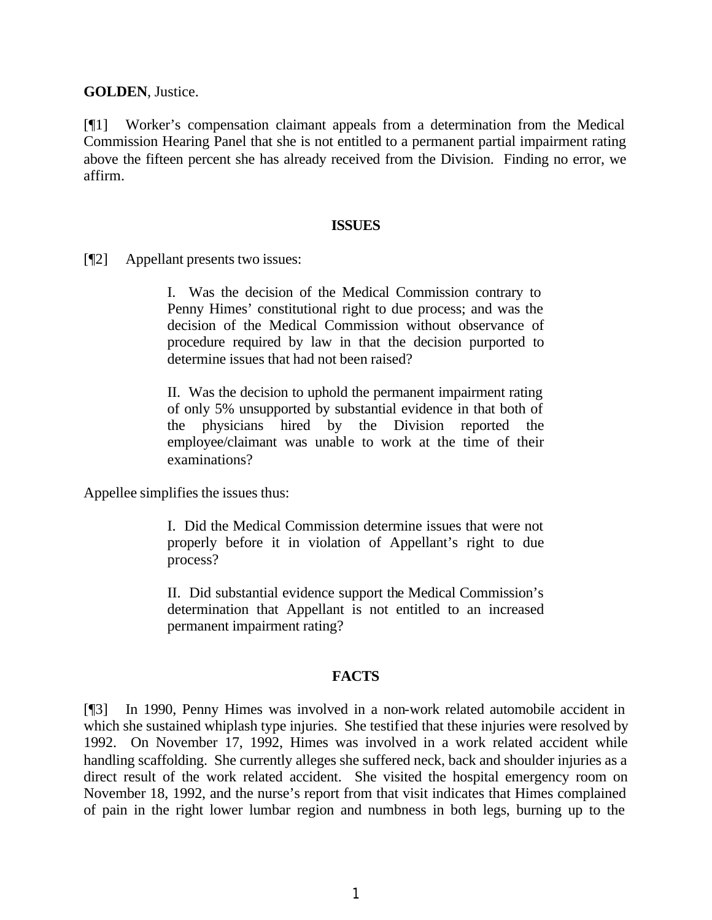**GOLDEN**, Justice.

[¶1] Worker's compensation claimant appeals from a determination from the Medical Commission Hearing Panel that she is not entitled to a permanent partial impairment rating above the fifteen percent she has already received from the Division. Finding no error, we affirm.

## ISSUES

[¶2] Appellant presents two issues:

> I. Was the decision of the Medical Commission contrary to Penny Himes' constitutional right to due process; and was the decision of the Medical Commission without observance of procedure required by law in that the decision purported to determine issues that had not been raised?
>
> II. Was the decision to uphold the permanent impairment rating of only 5% unsupported by substantial evidence in that both of the physicians hired by the Division reported the employee/claimant was unable to work at the time of their examinations?

Appellee simplifies the issues thus:

> I. Did the Medical Commission determine issues that were not properly before it in violation of Appellant's right to due process?
>
> II. Did substantial evidence support the Medical Commission's determination that Appellant is not entitled to an increased permanent impairment rating?

## FACTS

[¶3] In 1990, Penny Himes was involved in a non-work related automobile accident in which she sustained whiplash type injuries. She testified that these injuries were resolved by 1992. On November 17, 1992, Himes was involved in a work related accident while handling scaffolding. She currently alleges she suffered neck, back and shoulder injuries as a direct result of the work related accident. She visited the hospital emergency room on November 18, 1992, and the nurse's report from that visit indicates that Himes complained of pain in the right lower lumbar region and numbness in both legs, burning up to the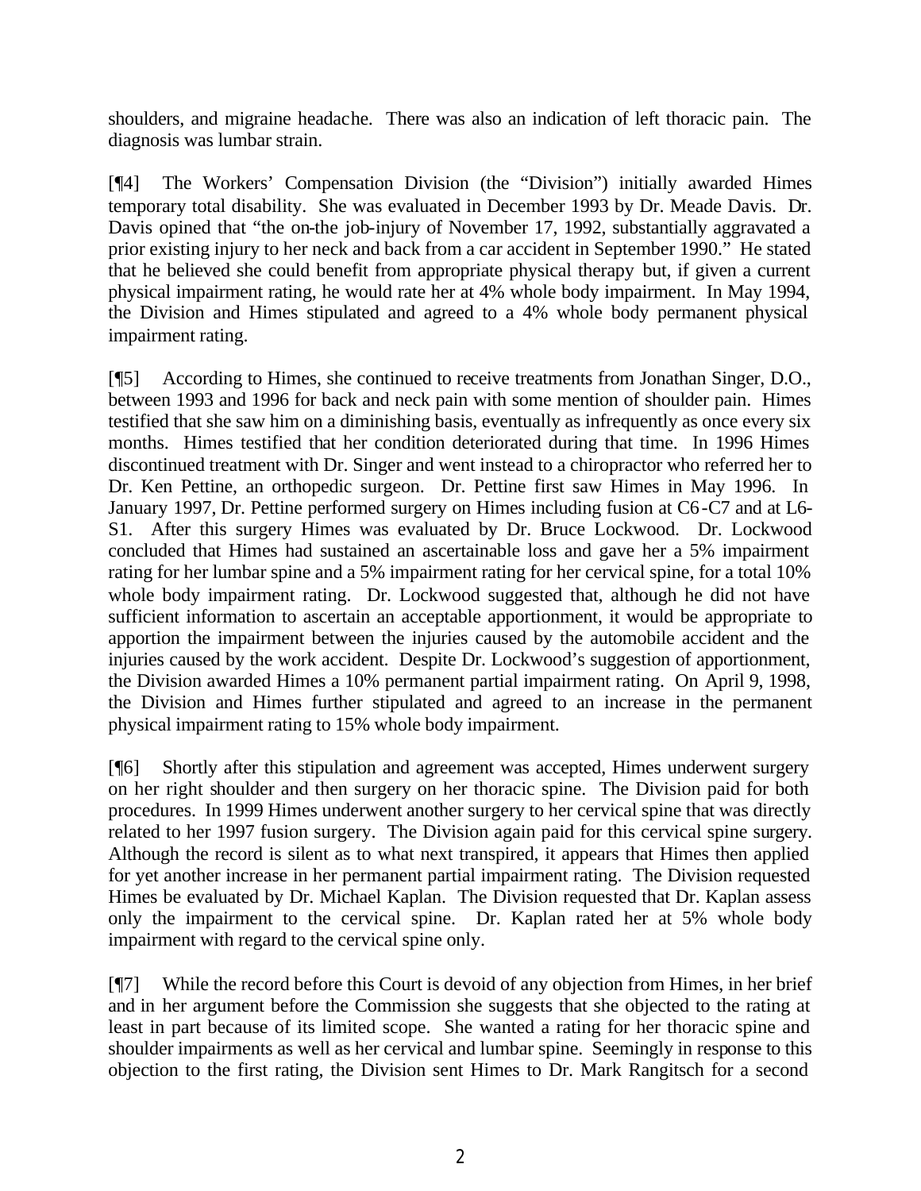shoulders, and migraine headache. There was also an indication of left thoracic pain. The diagnosis was lumbar strain.

[¶4] The Workers' Compensation Division (the "Division") initially awarded Himes temporary total disability. She was evaluated in December 1993 by Dr. Meade Davis. Dr. Davis opined that "the on-the job-injury of November 17, 1992, substantially aggravated a prior existing injury to her neck and back from a car accident in September 1990." He stated that he believed she could benefit from appropriate physical therapy but, if given a current physical impairment rating, he would rate her at 4% whole body impairment. In May 1994, the Division and Himes stipulated and agreed to a 4% whole body permanent physical impairment rating.

[¶5] According to Himes, she continued to receive treatments from Jonathan Singer, D.O., between 1993 and 1996 for back and neck pain with some mention of shoulder pain. Himes testified that she saw him on a diminishing basis, eventually as infrequently as once every six months. Himes testified that her condition deteriorated during that time. In 1996 Himes discontinued treatment with Dr. Singer and went instead to a chiropractor who referred her to Dr. Ken Pettine, an orthopedic surgeon. Dr. Pettine first saw Himes in May 1996. In January 1997, Dr. Pettine performed surgery on Himes including fusion at C6-C7 and at L6-S1. After this surgery Himes was evaluated by Dr. Bruce Lockwood. Dr. Lockwood concluded that Himes had sustained an ascertainable loss and gave her a 5% impairment rating for her lumbar spine and a 5% impairment rating for her cervical spine, for a total 10% whole body impairment rating. Dr. Lockwood suggested that, although he did not have sufficient information to ascertain an acceptable apportionment, it would be appropriate to apportion the impairment between the injuries caused by the automobile accident and the injuries caused by the work accident. Despite Dr. Lockwood's suggestion of apportionment, the Division awarded Himes a 10% permanent partial impairment rating. On April 9, 1998, the Division and Himes further stipulated and agreed to an increase in the permanent physical impairment rating to 15% whole body impairment.

[¶6] Shortly after this stipulation and agreement was accepted, Himes underwent surgery on her right shoulder and then surgery on her thoracic spine. The Division paid for both procedures. In 1999 Himes underwent another surgery to her cervical spine that was directly related to her 1997 fusion surgery. The Division again paid for this cervical spine surgery. Although the record is silent as to what next transpired, it appears that Himes then applied for yet another increase in her permanent partial impairment rating. The Division requested Himes be evaluated by Dr. Michael Kaplan. The Division requested that Dr. Kaplan assess only the impairment to the cervical spine. Dr. Kaplan rated her at 5% whole body impairment with regard to the cervical spine only.

[¶7] While the record before this Court is devoid of any objection from Himes, in her brief and in her argument before the Commission she suggests that she objected to the rating at least in part because of its limited scope. She wanted a rating for her thoracic spine and shoulder impairments as well as her cervical and lumbar spine. Seemingly in response to this objection to the first rating, the Division sent Himes to Dr. Mark Rangitsch for a second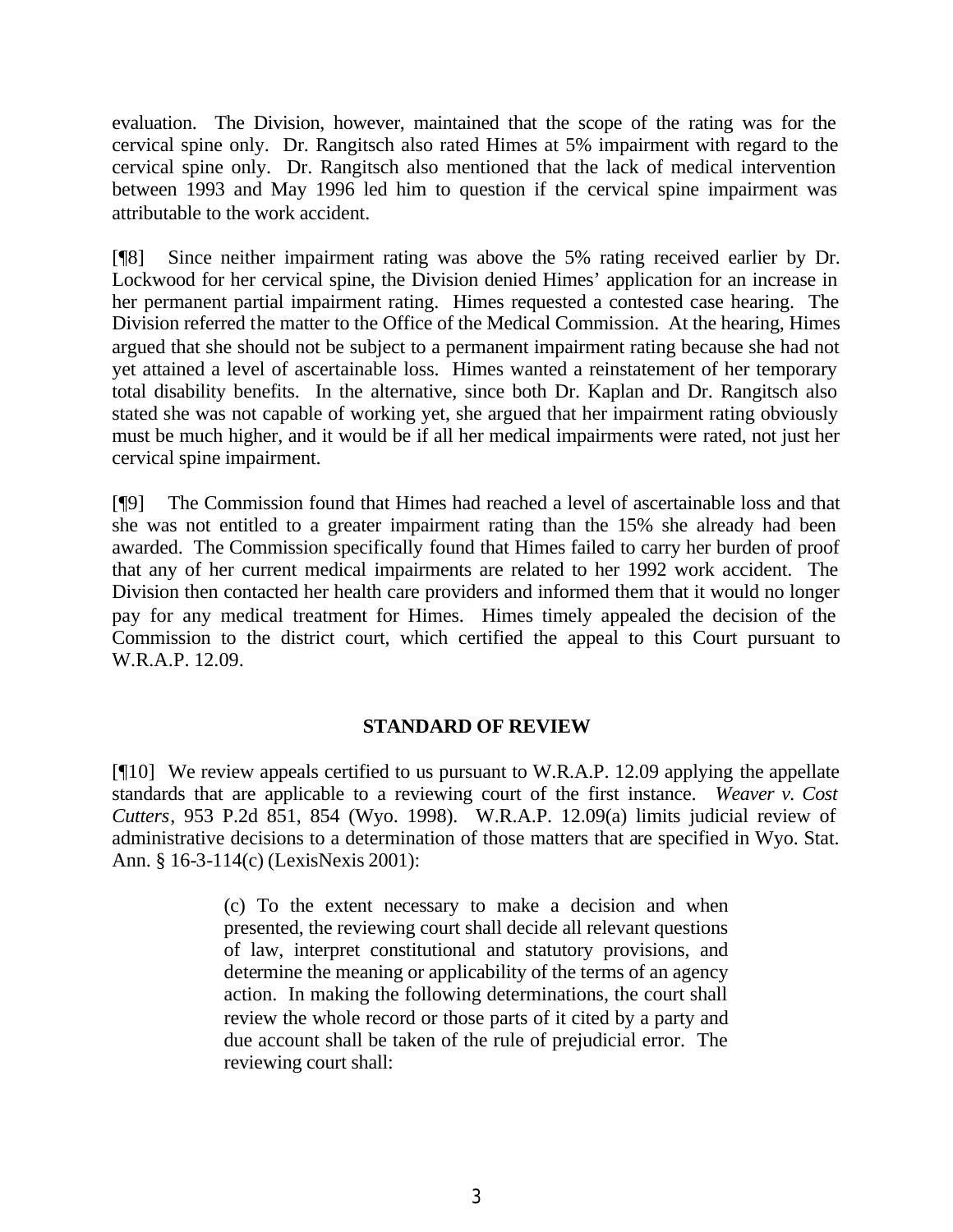evaluation. The Division, however, maintained that the scope of the rating was for the cervical spine only. Dr. Rangitsch also rated Himes at 5% impairment with regard to the cervical spine only. Dr. Rangitsch also mentioned that the lack of medical intervention between 1993 and May 1996 led him to question if the cervical spine impairment was attributable to the work accident.

[¶8] Since neither impairment rating was above the 5% rating received earlier by Dr. Lockwood for her cervical spine, the Division denied Himes' application for an increase in her permanent partial impairment rating. Himes requested a contested case hearing. The Division referred the matter to the Office of the Medical Commission. At the hearing, Himes argued that she should not be subject to a permanent impairment rating because she had not yet attained a level of ascertainable loss. Himes wanted a reinstatement of her temporary total disability benefits. In the alternative, since both Dr. Kaplan and Dr. Rangitsch also stated she was not capable of working yet, she argued that her impairment rating obviously must be much higher, and it would be if all her medical impairments were rated, not just her cervical spine impairment.

[¶9] The Commission found that Himes had reached a level of ascertainable loss and that she was not entitled to a greater impairment rating than the 15% she already had been awarded. The Commission specifically found that Himes failed to carry her burden of proof that any of her current medical impairments are related to her 1992 work accident. The Division then contacted her health care providers and informed them that it would no longer pay for any medical treatment for Himes. Himes timely appealed the decision of the Commission to the district court, which certified the appeal to this Court pursuant to W.R.A.P. 12.09.

## STANDARD OF REVIEW

[¶10] We review appeals certified to us pursuant to W.R.A.P. 12.09 applying the appellate standards that are applicable to a reviewing court of the first instance. *Weaver v. Cost Cutters*, 953 P.2d 851, 854 (Wyo. 1998). W.R.A.P. 12.09(a) limits judicial review of administrative decisions to a determination of those matters that are specified in Wyo. Stat. Ann. § 16-3-114(c) (LexisNexis 2001):

> (c) To the extent necessary to make a decision and when presented, the reviewing court shall decide all relevant questions of law, interpret constitutional and statutory provisions, and determine the meaning or applicability of the terms of an agency action. In making the following determinations, the court shall review the whole record or those parts of it cited by a party and due account shall be taken of the rule of prejudicial error. The reviewing court shall: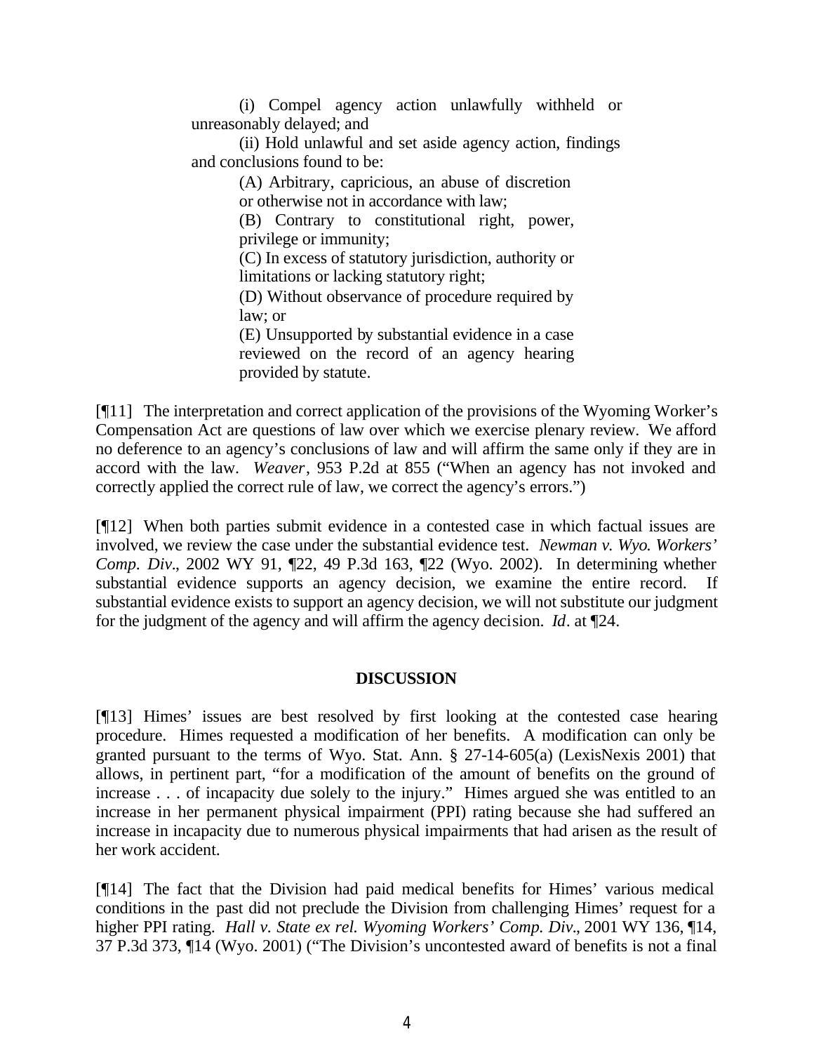(i) Compel agency action unlawfully withheld or unreasonably delayed; and

(ii) Hold unlawful and set aside agency action, findings and conclusions found to be:

> (A) Arbitrary, capricious, an abuse of discretion or otherwise not in accordance with law;
>
> (B) Contrary to constitutional right, power, privilege or immunity;
>
> (C) In excess of statutory jurisdiction, authority or limitations or lacking statutory right;
>
> (D) Without observance of procedure required by law; or
>
> (E) Unsupported by substantial evidence in a case reviewed on the record of an agency hearing provided by statute.

[¶11] The interpretation and correct application of the provisions of the Wyoming Worker's Compensation Act are questions of law over which we exercise plenary review. We afford no deference to an agency's conclusions of law and will affirm the same only if they are in accord with the law. *Weaver*, 953 P.2d at 855 ("When an agency has not invoked and correctly applied the correct rule of law, we correct the agency's errors.")

[¶12] When both parties submit evidence in a contested case in which factual issues are involved, we review the case under the substantial evidence test. *Newman v. Wyo. Workers' Comp. Div.*, 2002 WY 91, ¶22, 49 P.3d 163, ¶22 (Wyo. 2002). In determining whether substantial evidence supports an agency decision, we examine the entire record. If substantial evidence exists to support an agency decision, we will not substitute our judgment for the judgment of the agency and will affirm the agency decision. *Id*. at ¶24.

## DISCUSSION

[¶13] Himes' issues are best resolved by first looking at the contested case hearing procedure. Himes requested a modification of her benefits. A modification can only be granted pursuant to the terms of Wyo. Stat. Ann. § 27-14-605(a) (LexisNexis 2001) that allows, in pertinent part, "for a modification of the amount of benefits on the ground of increase . . . of incapacity due solely to the injury." Himes argued she was entitled to an increase in her permanent physical impairment (PPI) rating because she had suffered an increase in incapacity due to numerous physical impairments that had arisen as the result of her work accident.

[¶14] The fact that the Division had paid medical benefits for Himes' various medical conditions in the past did not preclude the Division from challenging Himes' request for a higher PPI rating. *Hall v. State ex rel. Wyoming Workers' Comp. Div.*, 2001 WY 136, ¶14, 37 P.3d 373, ¶14 (Wyo. 2001) ("The Division's uncontested award of benefits is not a final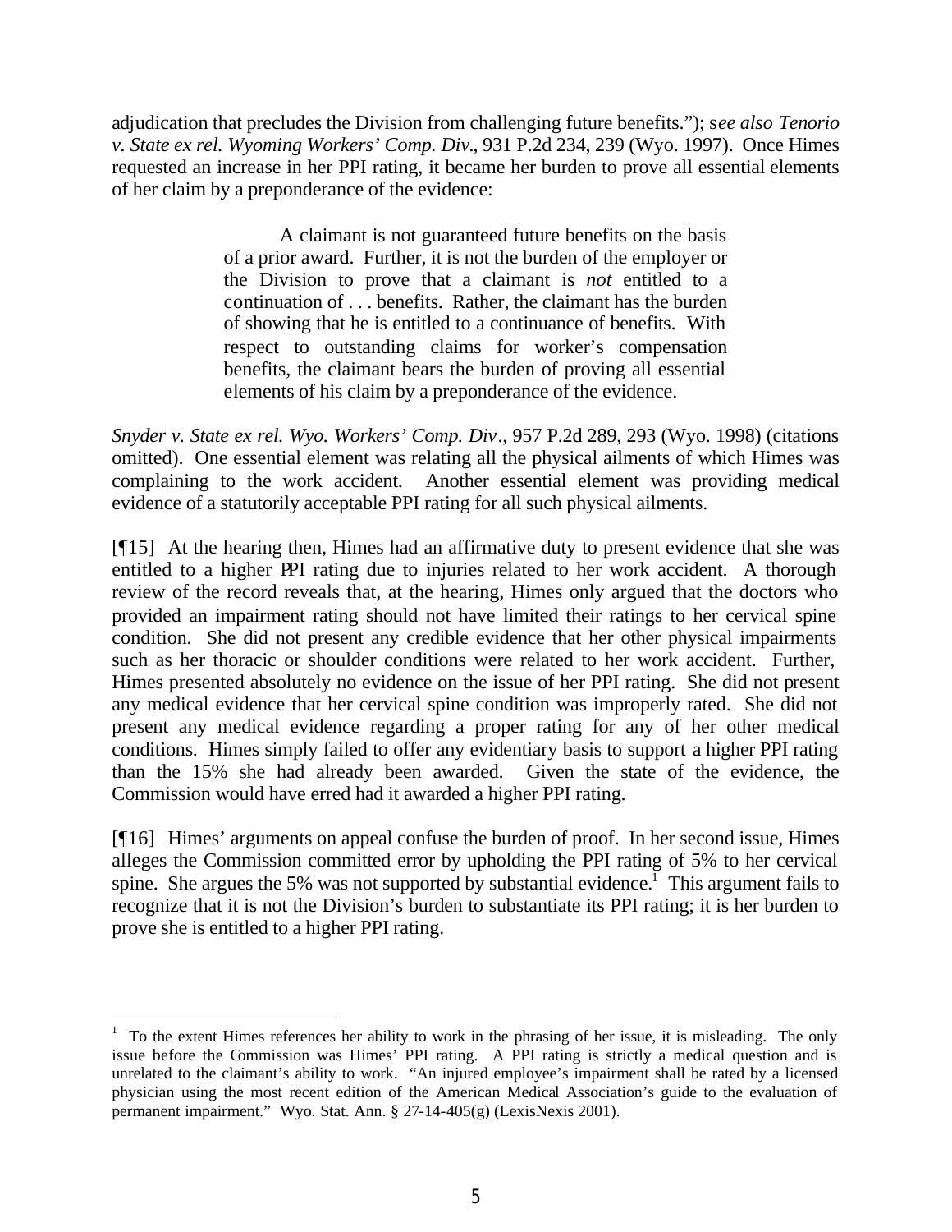adjudication that precludes the Division from challenging future benefits."); s*ee also Tenorio v. State ex rel. Wyoming Workers' Comp. Div*., 931 P.2d 234, 239 (Wyo. 1997). Once Himes requested an increase in her PPI rating, it became her burden to prove all essential elements of her claim by a preponderance of the evidence:

> A claimant is not guaranteed future benefits on the basis of a prior award. Further, it is not the burden of the employer or the Division to prove that a claimant is *not* entitled to a continuation of . . . benefits. Rather, the claimant has the burden of showing that he is entitled to a continuance of benefits. With respect to outstanding claims for worker's compensation benefits, the claimant bears the burden of proving all essential elements of his claim by a preponderance of the evidence.

*Snyder v. State ex rel. Wyo. Workers' Comp. Div*., 957 P.2d 289, 293 (Wyo. 1998) (citations omitted). One essential element was relating all the physical ailments of which Himes was complaining to the work accident. Another essential element was providing medical evidence of a statutorily acceptable PPI rating for all such physical ailments.

[¶15] At the hearing then, Himes had an affirmative duty to present evidence that she was entitled to a higher PPI rating due to injuries related to her work accident. A thorough review of the record reveals that, at the hearing, Himes only argued that the doctors who provided an impairment rating should not have limited their ratings to her cervical spine condition. She did not present any credible evidence that her other physical impairments such as her thoracic or shoulder conditions were related to her work accident. Further, Himes presented absolutely no evidence on the issue of her PPI rating. She did not present any medical evidence that her cervical spine condition was improperly rated. She did not present any medical evidence regarding a proper rating for any of her other medical conditions. Himes simply failed to offer any evidentiary basis to support a higher PPI rating than the 15% she had already been awarded. Given the state of the evidence, the Commission would have erred had it awarded a higher PPI rating.

[¶16] Himes' arguments on appeal confuse the burden of proof. In her second issue, Himes alleges the Commission committed error by upholding the PPI rating of 5% to her cervical spine. She argues the 5% was not supported by substantial evidence.[1] This argument fails to recognize that it is not the Division's burden to substantiate its PPI rating; it is her burden to prove she is entitled to a higher PPI rating.

---

[1] To the extent Himes references her ability to work in the phrasing of her issue, it is misleading. The only issue before the Commission was Himes' PPI rating. A PPI rating is strictly a medical question and is unrelated to the claimant's ability to work. "An injured employee's impairment shall be rated by a licensed physician using the most recent edition of the American Medical Association's guide to the evaluation of permanent impairment." Wyo. Stat. Ann. § 27-14-405(g) (LexisNexis 2001).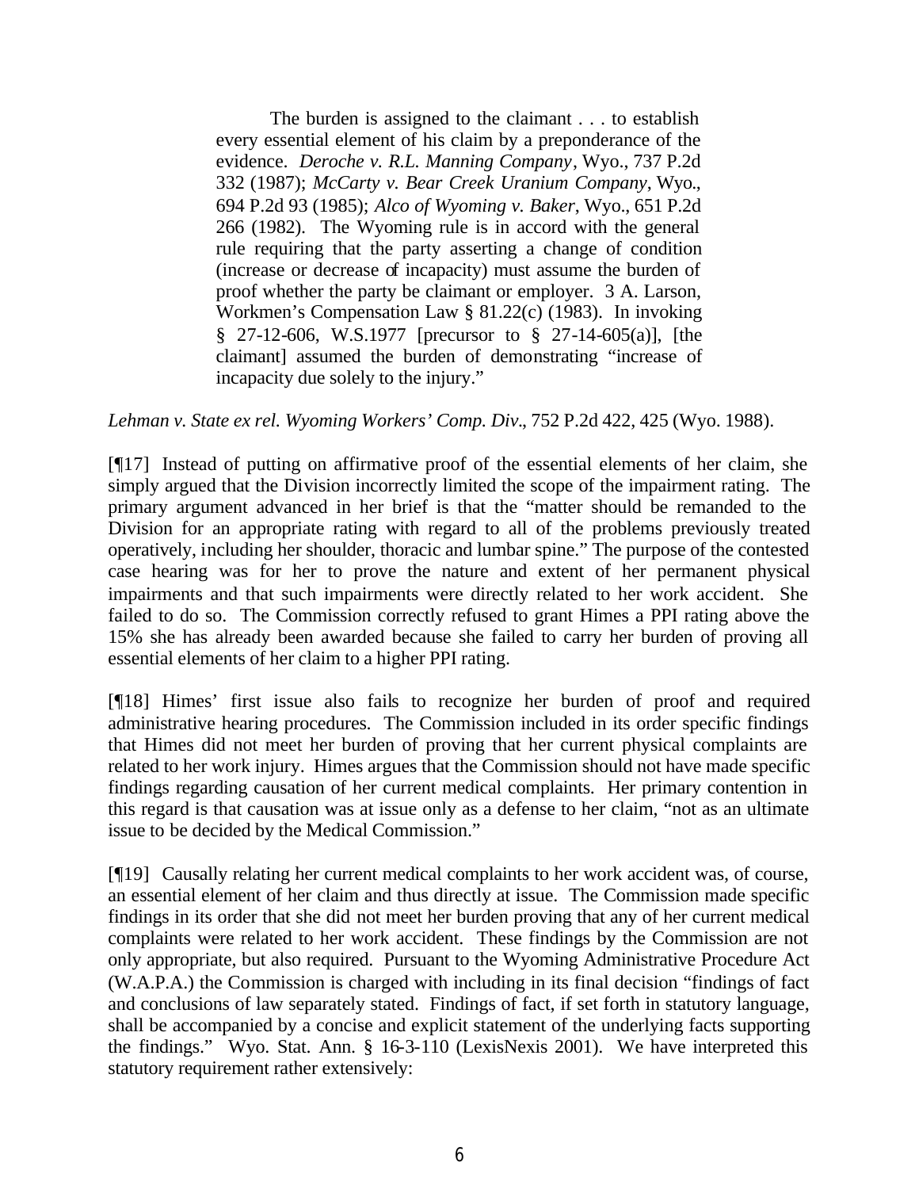> The burden is assigned to the claimant . . . to establish every essential element of his claim by a preponderance of the evidence. *Deroche v. R.L. Manning Company*, Wyo., 737 P.2d 332 (1987); *McCarty v. Bear Creek Uranium Company*, Wyo., 694 P.2d 93 (1985); *Alco of Wyoming v. Baker*, Wyo., 651 P.2d 266 (1982). The Wyoming rule is in accord with the general rule requiring that the party asserting a change of condition (increase or decrease of incapacity) must assume the burden of proof whether the party be claimant or employer. 3 A. Larson, Workmen's Compensation Law § 81.22(c) (1983). In invoking § 27-12-606, W.S.1977 [precursor to § 27-14-605(a)], [the claimant] assumed the burden of demonstrating "increase of incapacity due solely to the injury."

*Lehman v. State ex rel. Wyoming Workers' Comp. Div.*, 752 P.2d 422, 425 (Wyo. 1988).

[¶17] Instead of putting on affirmative proof of the essential elements of her claim, she simply argued that the Division incorrectly limited the scope of the impairment rating. The primary argument advanced in her brief is that the "matter should be remanded to the Division for an appropriate rating with regard to all of the problems previously treated operatively, including her shoulder, thoracic and lumbar spine." The purpose of the contested case hearing was for her to prove the nature and extent of her permanent physical impairments and that such impairments were directly related to her work accident. She failed to do so. The Commission correctly refused to grant Himes a PPI rating above the 15% she has already been awarded because she failed to carry her burden of proving all essential elements of her claim to a higher PPI rating.

[¶18] Himes' first issue also fails to recognize her burden of proof and required administrative hearing procedures. The Commission included in its order specific findings that Himes did not meet her burden of proving that her current physical complaints are related to her work injury. Himes argues that the Commission should not have made specific findings regarding causation of her current medical complaints. Her primary contention in this regard is that causation was at issue only as a defense to her claim, "not as an ultimate issue to be decided by the Medical Commission."

[¶19] Causally relating her current medical complaints to her work accident was, of course, an essential element of her claim and thus directly at issue. The Commission made specific findings in its order that she did not meet her burden proving that any of her current medical complaints were related to her work accident. These findings by the Commission are not only appropriate, but also required. Pursuant to the Wyoming Administrative Procedure Act (W.A.P.A.) the Commission is charged with including in its final decision "findings of fact and conclusions of law separately stated. Findings of fact, if set forth in statutory language, shall be accompanied by a concise and explicit statement of the underlying facts supporting the findings." Wyo. Stat. Ann. § 16-3-110 (LexisNexis 2001). We have interpreted this statutory requirement rather extensively: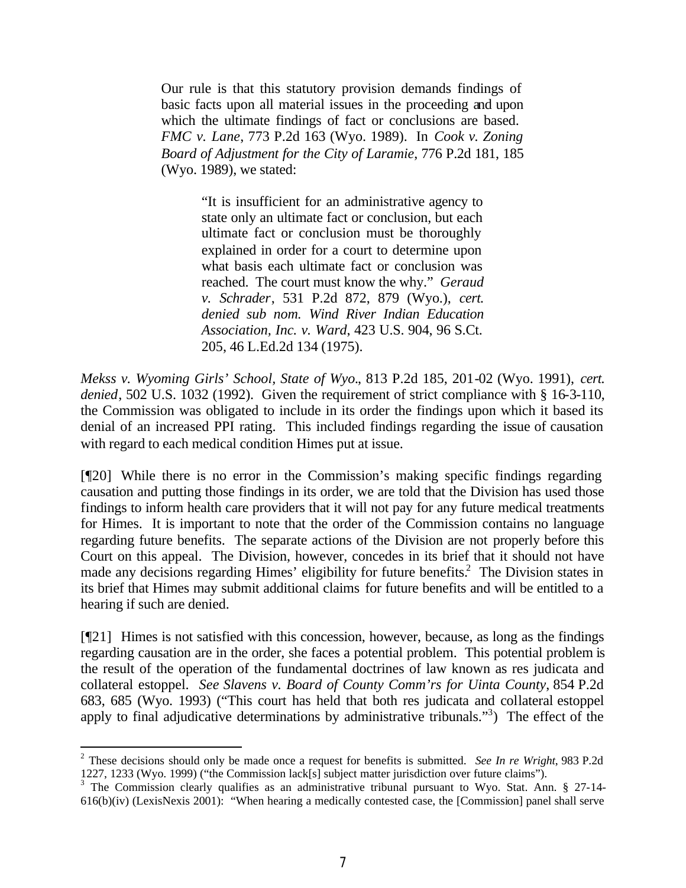> Our rule is that this statutory provision demands findings of basic facts upon all material issues in the proceeding and upon which the ultimate findings of fact or conclusions are based. *FMC v. Lane*, 773 P.2d 163 (Wyo. 1989). In *Cook v. Zoning Board of Adjustment for the City of Laramie*, 776 P.2d 181, 185 (Wyo. 1989), we stated:
>
> > "It is insufficient for an administrative agency to state only an ultimate fact or conclusion, but each ultimate fact or conclusion must be thoroughly explained in order for a court to determine upon what basis each ultimate fact or conclusion was reached. The court must know the why." *Geraud v. Schrader*, 531 P.2d 872, 879 (Wyo.), *cert. denied sub nom. Wind River Indian Education Association, Inc. v. Ward*, 423 U.S. 904, 96 S.Ct. 205, 46 L.Ed.2d 134 (1975).

*Mekss v. Wyoming Girls' School, State of Wyo.*, 813 P.2d 185, 201-02 (Wyo. 1991), *cert. denied*, 502 U.S. 1032 (1992). Given the requirement of strict compliance with § 16-3-110, the Commission was obligated to include in its order the findings upon which it based its denial of an increased PPI rating. This included findings regarding the issue of causation with regard to each medical condition Himes put at issue.

[¶20] While there is no error in the Commission's making specific findings regarding causation and putting those findings in its order, we are told that the Division has used those findings to inform health care providers that it will not pay for any future medical treatments for Himes. It is important to note that the order of the Commission contains no language regarding future benefits. The separate actions of the Division are not properly before this Court on this appeal. The Division, however, concedes in its brief that it should not have made any decisions regarding Himes' eligibility for future benefits.[2] The Division states in its brief that Himes may submit additional claims for future benefits and will be entitled to a hearing if such are denied.

[¶21] Himes is not satisfied with this concession, however, because, as long as the findings regarding causation are in the order, she faces a potential problem. This potential problem is the result of the operation of the fundamental doctrines of law known as res judicata and collateral estoppel. *See Slavens v. Board of County Comm'rs for Uinta County*, 854 P.2d 683, 685 (Wyo. 1993) ("This court has held that both res judicata and collateral estoppel apply to final adjudicative determinations by administrative tribunals."[3]) The effect of the

---

[2] These decisions should only be made once a request for benefits is submitted. *See In re Wright*, 983 P.2d 1227, 1233 (Wyo. 1999) ("the Commission lack[s] subject matter jurisdiction over future claims").

[3] The Commission clearly qualifies as an administrative tribunal pursuant to Wyo. Stat. Ann. § 27-14-616(b)(iv) (LexisNexis 2001): "When hearing a medically contested case, the [Commission] panel shall serve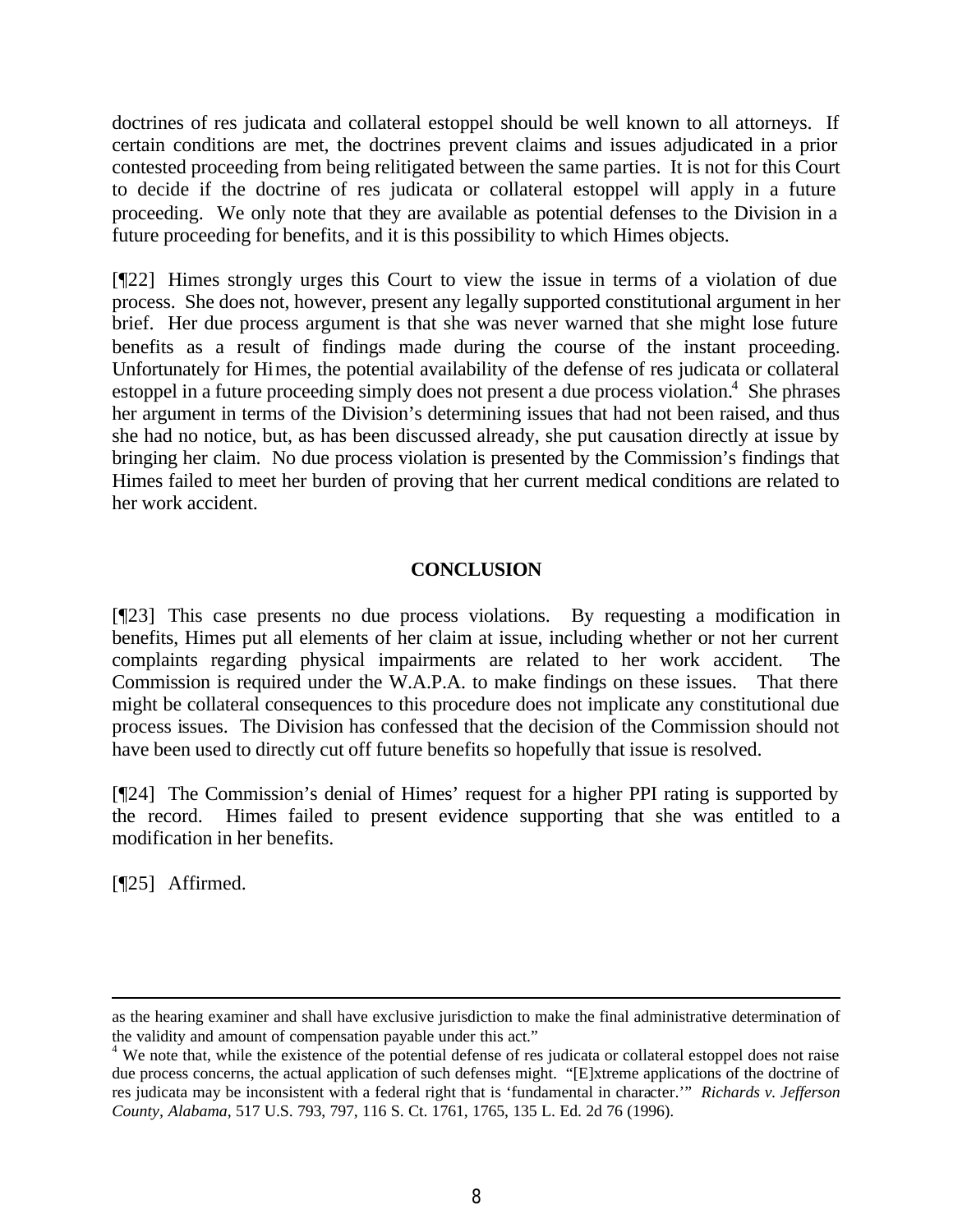doctrines of res judicata and collateral estoppel should be well known to all attorneys. If certain conditions are met, the doctrines prevent claims and issues adjudicated in a prior contested proceeding from being relitigated between the same parties. It is not for this Court to decide if the doctrine of res judicata or collateral estoppel will apply in a future proceeding. We only note that they are available as potential defenses to the Division in a future proceeding for benefits, and it is this possibility to which Himes objects.

[¶22] Himes strongly urges this Court to view the issue in terms of a violation of due process. She does not, however, present any legally supported constitutional argument in her brief. Her due process argument is that she was never warned that she might lose future benefits as a result of findings made during the course of the instant proceeding. Unfortunately for Himes, the potential availability of the defense of res judicata or collateral estoppel in a future proceeding simply does not present a due process violation.[4] She phrases her argument in terms of the Division's determining issues that had not been raised, and thus she had no notice, but, as has been discussed already, she put causation directly at issue by bringing her claim. No due process violation is presented by the Commission's findings that Himes failed to meet her burden of proving that her current medical conditions are related to her work accident.

## CONCLUSION

[¶23] This case presents no due process violations. By requesting a modification in benefits, Himes put all elements of her claim at issue, including whether or not her current complaints regarding physical impairments are related to her work accident. The Commission is required under the W.A.P.A. to make findings on these issues. That there might be collateral consequences to this procedure does not implicate any constitutional due process issues. The Division has confessed that the decision of the Commission should not have been used to directly cut off future benefits so hopefully that issue is resolved.

[¶24] The Commission's denial of Himes' request for a higher PPI rating is supported by the record. Himes failed to present evidence supporting that she was entitled to a modification in her benefits.

[¶25] Affirmed.

---

as the hearing examiner and shall have exclusive jurisdiction to make the final administrative determination of the validity and amount of compensation payable under this act."

[4] We note that, while the existence of the potential defense of res judicata or collateral estoppel does not raise due process concerns, the actual application of such defenses might. "[E]xtreme applications of the doctrine of res judicata may be inconsistent with a federal right that is 'fundamental in character.'" *Richards v. Jefferson County, Alabama*, 517 U.S. 793, 797, 116 S. Ct. 1761, 1765, 135 L. Ed. 2d 76 (1996).